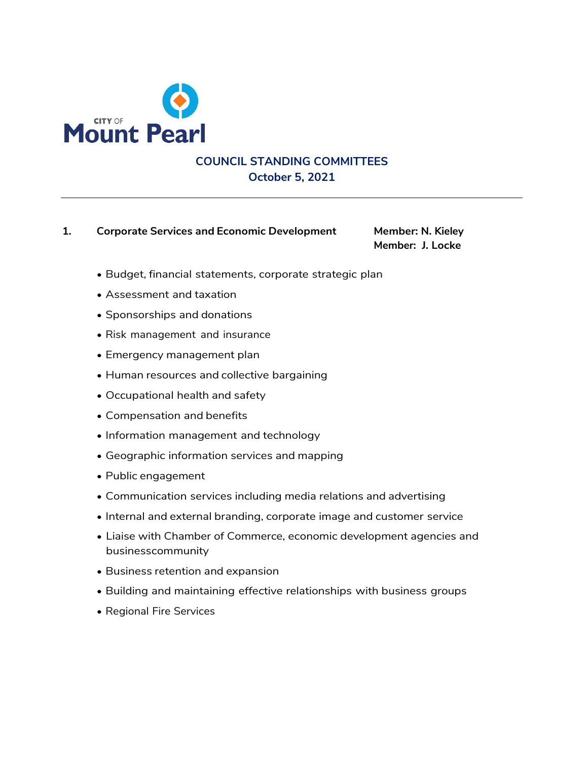CITY OF **Mount Pearl**

## COUNCIL STANDING COMMITTEES
## October 5, 2021

---

### 1. Corporate Services and Economic Development

**Member: N. Kieley**
**Member: J. Locke**

- Budget, financial statements, corporate strategic plan
- Assessment and taxation
- Sponsorships and donations
- Risk management and insurance
- Emergency management plan
- Human resources and collective bargaining
- Occupational health and safety
- Compensation and benefits
- Information management and technology
- Geographic information services and mapping
- Public engagement
- Communication services including media relations and advertising
- Internal and external branding, corporate image and customer service
- Liaise with Chamber of Commerce, economic development agencies and businesscommunity
- Business retention and expansion
- Building and maintaining effective relationships with business groups
- Regional Fire Services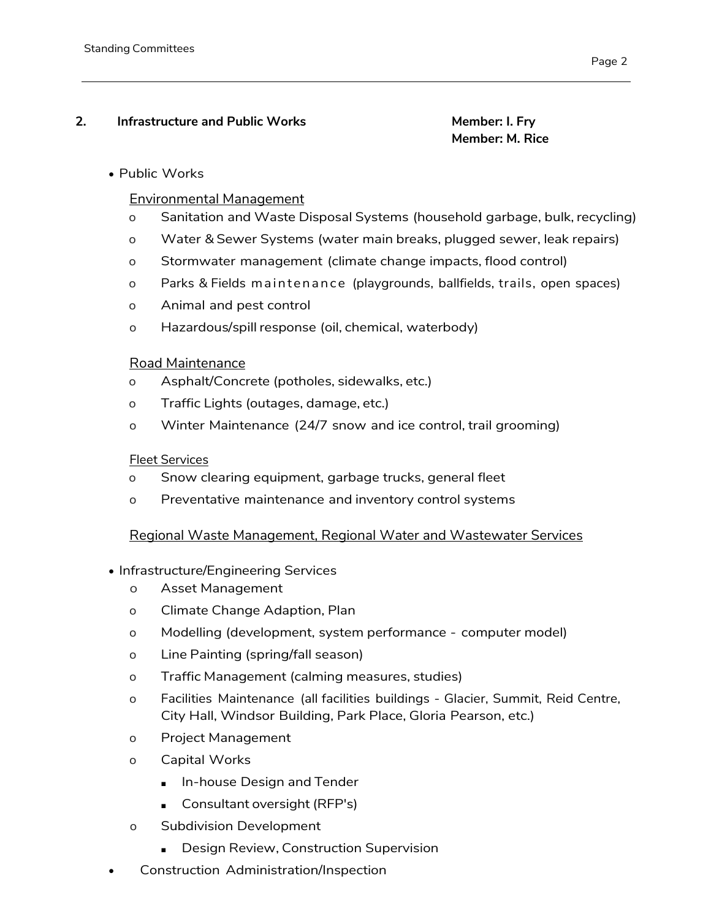## 2. Infrastructure and Public Works

**Member: I. Fry**
**Member: M. Rice**

- Public Works

  <u>Environmental Management</u>
  - Sanitation and Waste Disposal Systems (household garbage, bulk, recycling)
  - Water & Sewer Systems (water main breaks, plugged sewer, leak repairs)
  - Stormwater management (climate change impacts, flood control)
  - Parks & Fields maintenance (playgrounds, ballfields, trails, open spaces)
  - Animal and pest control
  - Hazardous/spill response (oil, chemical, waterbody)

  <u>Road Maintenance</u>
  - Asphalt/Concrete (potholes, sidewalks, etc.)
  - Traffic Lights (outages, damage, etc.)
  - Winter Maintenance (24/7 snow and ice control, trail grooming)

  <u>Fleet Services</u>
  - Snow clearing equipment, garbage trucks, general fleet
  - Preventative maintenance and inventory control systems

  <u>Regional Waste Management, Regional Water and Wastewater Services</u>

- Infrastructure/Engineering Services
  - Asset Management
  - Climate Change Adaption, Plan
  - Modelling (development, system performance - computer model)
  - Line Painting (spring/fall season)
  - Traffic Management (calming measures, studies)
  - Facilities Maintenance (all facilities buildings - Glacier, Summit, Reid Centre, City Hall, Windsor Building, Park Place, Gloria Pearson, etc.)
  - Project Management
  - Capital Works
    - In-house Design and Tender
    - Consultant oversight (RFP's)
  - Subdivision Development
    - Design Review, Construction Supervision
- Construction Administration/Inspection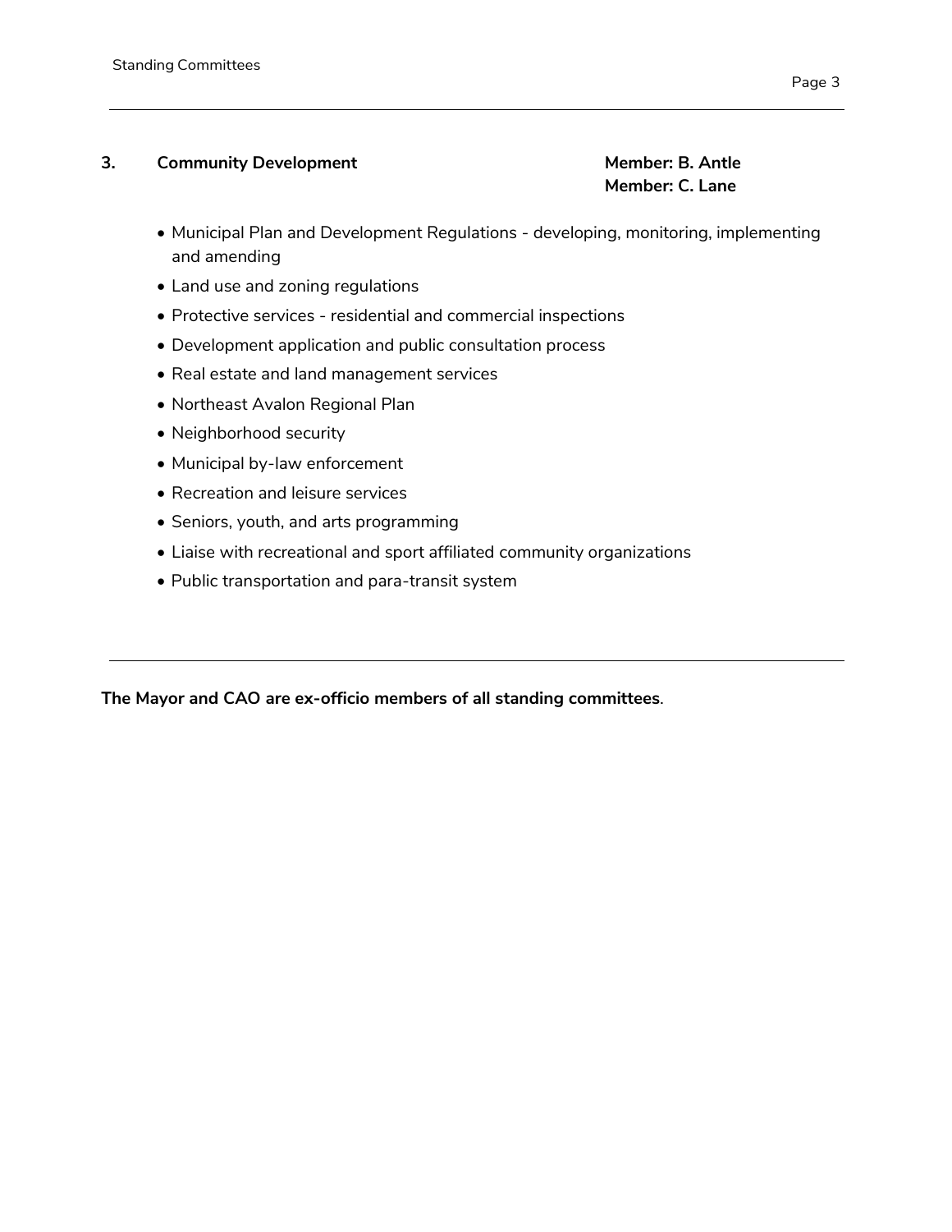### 3. Community Development

**Member: B. Antle**
**Member: C. Lane**

- Municipal Plan and Development Regulations - developing, monitoring, implementing and amending
- Land use and zoning regulations
- Protective services - residential and commercial inspections
- Development application and public consultation process
- Real estate and land management services
- Northeast Avalon Regional Plan
- Neighborhood security
- Municipal by-law enforcement
- Recreation and leisure services
- Seniors, youth, and arts programming
- Liaise with recreational and sport affiliated community organizations
- Public transportation and para-transit system

---

**The Mayor and CAO are ex-officio members of all standing committees**.